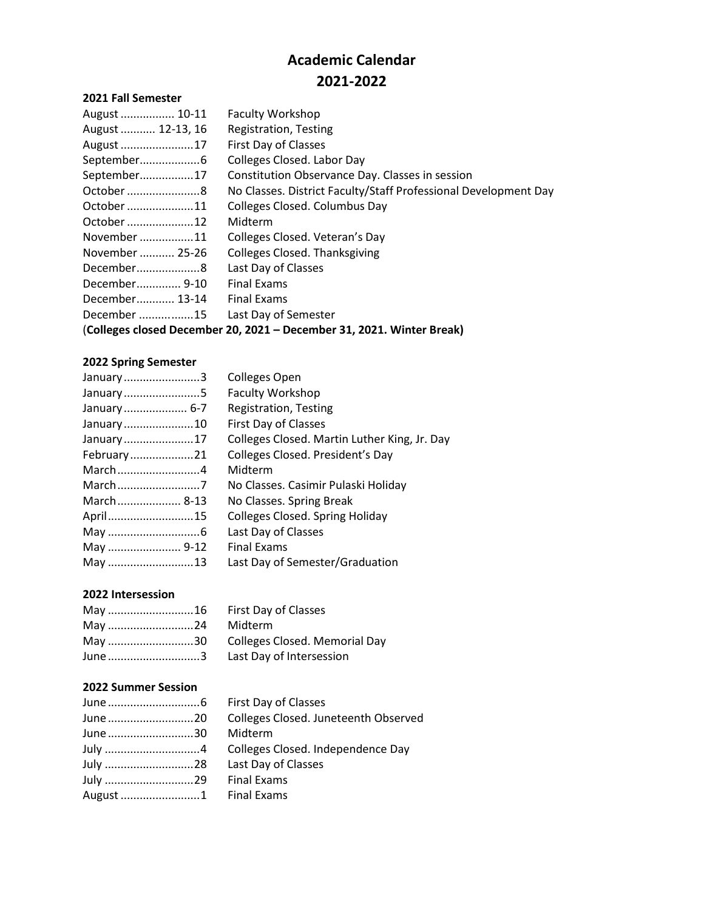# Academic Calendar
# 2021-2022

### 2021 Fall Semester

| | |
|---|---|
| August ................. 10-11 | Faculty Workshop |
| August ........... 12-13, 16 | Registration, Testing |
| August .......................17 | First Day of Classes |
| September..................6 | Colleges Closed. Labor Day |
| September.................17 | Constitution Observance Day. Classes in session |
| October .......................8 | No Classes. District Faculty/Staff Professional Development Day |
| October .....................11 | Colleges Closed. Columbus Day |
| October .....................12 | Midterm |
| November ................11 | Colleges Closed. Veteran's Day |
| November ........... 25-26 | Colleges Closed. Thanksgiving |
| December....................8 | Last Day of Classes |
| December............. 9-10 | Final Exams |
| December............ 13-14 | Final Exams |
| December ................15 | Last Day of Semester |

(**Colleges closed December 20, 2021 – December 31, 2021. Winter Break)**

### 2022 Spring Semester

| | |
|---|---|
| January........................3 | Colleges Open |
| January........................5 | Faculty Workshop |
| January.................... 6-7 | Registration, Testing |
| January......................10 | First Day of Classes |
| January......................17 | Colleges Closed. Martin Luther King, Jr. Day |
| February....................21 | Colleges Closed. President's Day |
| March..........................4 | Midterm |
| March..........................7 | No Classes. Casimir Pulaski Holiday |
| March.................... 8-13 | No Classes. Spring Break |
| April...........................15 | Colleges Closed. Spring Holiday |
| May .............................6 | Last Day of Classes |
| May ....................... 9-12 | Final Exams |
| May ...........................13 | Last Day of Semester/Graduation |

### 2022 Intersession

| | |
|---|---|
| May ...........................16 | First Day of Classes |
| May ...........................24 | Midterm |
| May ...........................30 | Colleges Closed. Memorial Day |
| June .............................3 | Last Day of Intersession |

### 2022 Summer Session

| | |
|---|---|
| June .............................6 | First Day of Classes |
| June ...........................20 | Colleges Closed. Juneteenth Observed |
| June ...........................30 | Midterm |
| July ..............................4 | Colleges Closed. Independence Day |
| July ............................28 | Last Day of Classes |
| July ............................29 | Final Exams |
| August .........................1 | Final Exams |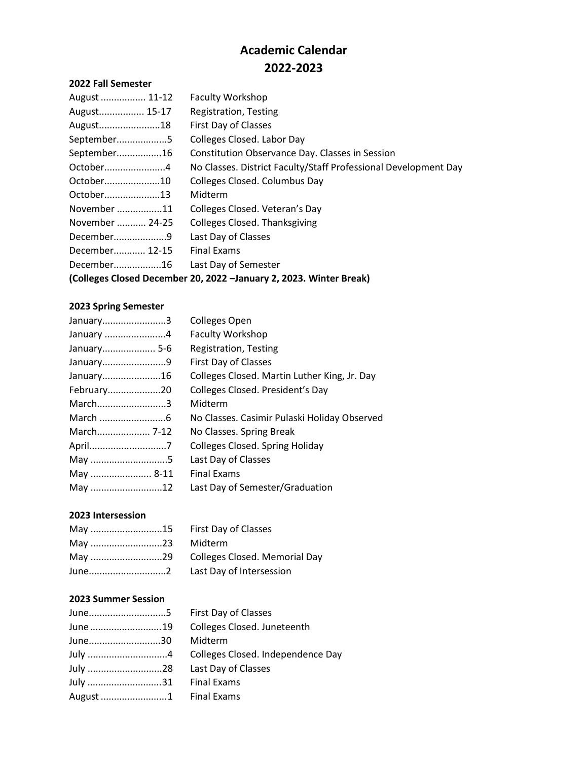# Academic Calendar
# 2022-2023

### 2022 Fall Semester

| | |
|---|---|
| August ................ 11-12 | Faculty Workshop |
| August................ 15-17 | Registration, Testing |
| August......................18 | First Day of Classes |
| September..................5 | Colleges Closed. Labor Day |
| September................16 | Constitution Observance Day. Classes in Session |
| October......................4 | No Classes. District Faculty/Staff Professional Development Day |
| October....................10 | Colleges Closed. Columbus Day |
| October....................13 | Midterm |
| November ................11 | Colleges Closed. Veteran's Day |
| November .......... 24-25 | Colleges Closed. Thanksgiving |
| December...................9 | Last Day of Classes |
| December........... 12-15 | Final Exams |
| December.................16 | Last Day of Semester |

**(Colleges Closed December 20, 2022 –January 2, 2023. Winter Break)**

### 2023 Spring Semester

| | |
|---|---|
| January.......................3 | Colleges Open |
| January ......................4 | Faculty Workshop |
| January................... 5-6 | Registration, Testing |
| January.......................9 | First Day of Classes |
| January.....................16 | Colleges Closed. Martin Luther King, Jr. Day |
| February...................20 | Colleges Closed. President's Day |
| March.........................3 | Midterm |
| March ........................6 | No Classes. Casimir Pulaski Holiday Observed |
| March................... 7-12 | No Classes. Spring Break |
| April............................7 | Colleges Closed. Spring Holiday |
| May ............................5 | Last Day of Classes |
| May ...................... 8-11 | Final Exams |
| May ..........................12 | Last Day of Semester/Graduation |

### 2023 Intersession

| | |
|---|---|
| May ..........................15 | First Day of Classes |
| May ..........................23 | Midterm |
| May ..........................29 | Colleges Closed. Memorial Day |
| June............................2 | Last Day of Intersession |

### 2023 Summer Session

| | |
|---|---|
| June............................5 | First Day of Classes |
| June ..........................19 | Colleges Closed. Juneteenth |
| June..........................30 | Midterm |
| July .............................4 | Colleges Closed. Independence Day |
| July ...........................28 | Last Day of Classes |
| July ...........................31 | Final Exams |
| August ........................1 | Final Exams |